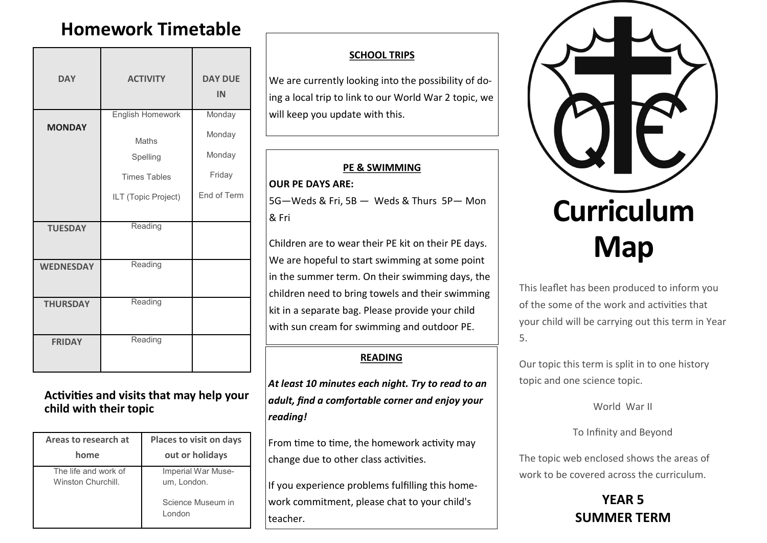# Homework Timetable

| DAY | ACTIVITY | DAY DUE IN |
|---|---|---|
| **MONDAY** | English Homework<br>Maths<br>Spelling<br>Times Tables<br>ILT (Topic Project) | Monday<br>Monday<br>Monday<br>Friday<br>End of Term |
| **TUESDAY** | Reading | |
| **WEDNESDAY** | Reading | |
| **THURSDAY** | Reading | |
| **FRIDAY** | Reading | |

## Activities and visits that may help your child with their topic

| Areas to research at home | Places to visit on days out or holidays |
|---|---|
| The life and work of Winston Churchill. | Imperial War Museum, London.<br>Science Museum in London |

**SCHOOL TRIPS**

We are currently looking into the possibility of doing a local trip to link to our World War 2 topic, we will keep you update with this.

**PE & SWIMMING**

**OUR PE DAYS ARE:**

5G—Weds & Fri, 5B — Weds & Thurs 5P— Mon & Fri

Children are to wear their PE kit on their PE days. We are hopeful to start swimming at some point in the summer term. On their swimming days, the children need to bring towels and their swimming kit in a separate bag. Please provide your child with sun cream for swimming and outdoor PE.

**READING**

***At least 10 minutes each night. Try to read to an adult, find a comfortable corner and enjoy your reading!***

From time to time, the homework activity may change due to other class activities.

If you experience problems fulfilling this homework commitment, please chat to your child's teacher.

# Curriculum Map

This leaflet has been produced to inform you of the some of the work and activities that your child will be carrying out this term in Year 5.

Our topic this term is split in to one history topic and one science topic.

World War II

To Infinity and Beyond

The topic web enclosed shows the areas of work to be covered across the curriculum.

**YEAR 5**
**SUMMER TERM**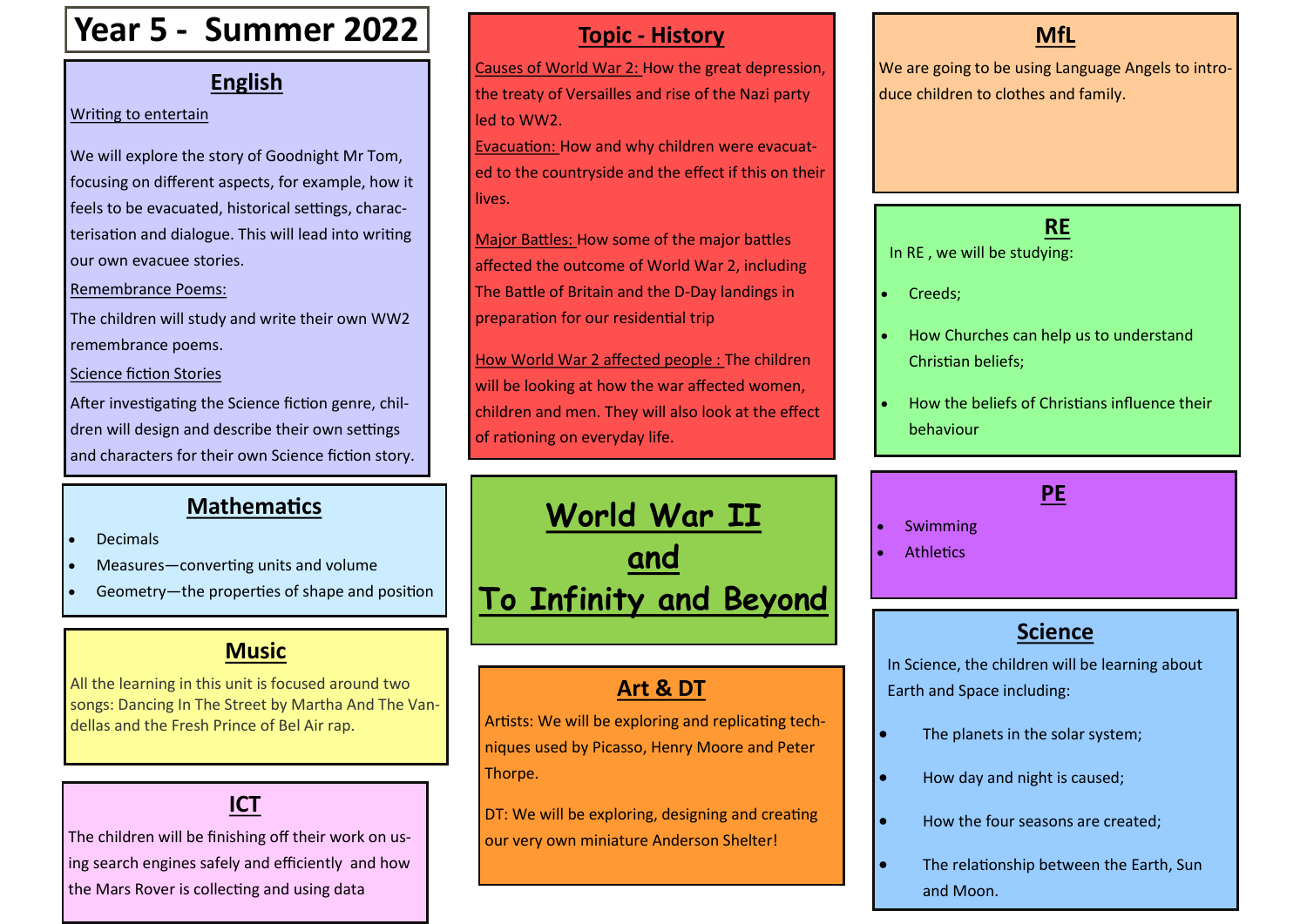# Year 5 - Summer 2022

## English

Writing to entertain

We will explore the story of Goodnight Mr Tom, focusing on different aspects, for example, how it feels to be evacuated, historical settings, characterisation and dialogue. This will lead into writing our own evacuee stories.

Remembrance Poems:

The children will study and write their own WW2 remembrance poems.

Science fiction Stories

After investigating the Science fiction genre, children will design and describe their own settings and characters for their own Science fiction story.

## Mathematics

- Decimals
- Measures—converting units and volume
- Geometry—the properties of shape and position

## Music

All the learning in this unit is focused around two songs: Dancing In The Street by Martha And The Vandellas and the Fresh Prince of Bel Air rap.

## ICT

The children will be finishing off their work on using search engines safely and efficiently and how the Mars Rover is collecting and using data

## Topic - History

Causes of World War 2: How the great depression, the treaty of Versailles and rise of the Nazi party led to WW2.

Evacuation: How and why children were evacuated to the countryside and the effect if this on their lives.

Major Battles: How some of the major battles affected the outcome of World War 2, including The Battle of Britain and the D-Day landings in preparation for our residential trip

How World War 2 affected people : The children will be looking at how the war affected women, children and men. They will also look at the effect of rationing on everyday life.

# World War II and To Infinity and Beyond

## Art & DT

Artists: We will be exploring and replicating techniques used by Picasso, Henry Moore and Peter Thorpe.

DT: We will be exploring, designing and creating our very own miniature Anderson Shelter!

## MfL

We are going to be using Language Angels to introduce children to clothes and family.

## RE

In RE , we will be studying:

- Creeds;
- How Churches can help us to understand Christian beliefs;
- How the beliefs of Christians influence their behaviour

## PE

- Swimming
- Athletics

## Science

In Science, the children will be learning about Earth and Space including:

- The planets in the solar system;
- How day and night is caused;
- How the four seasons are created;
- The relationship between the Earth, Sun and Moon.